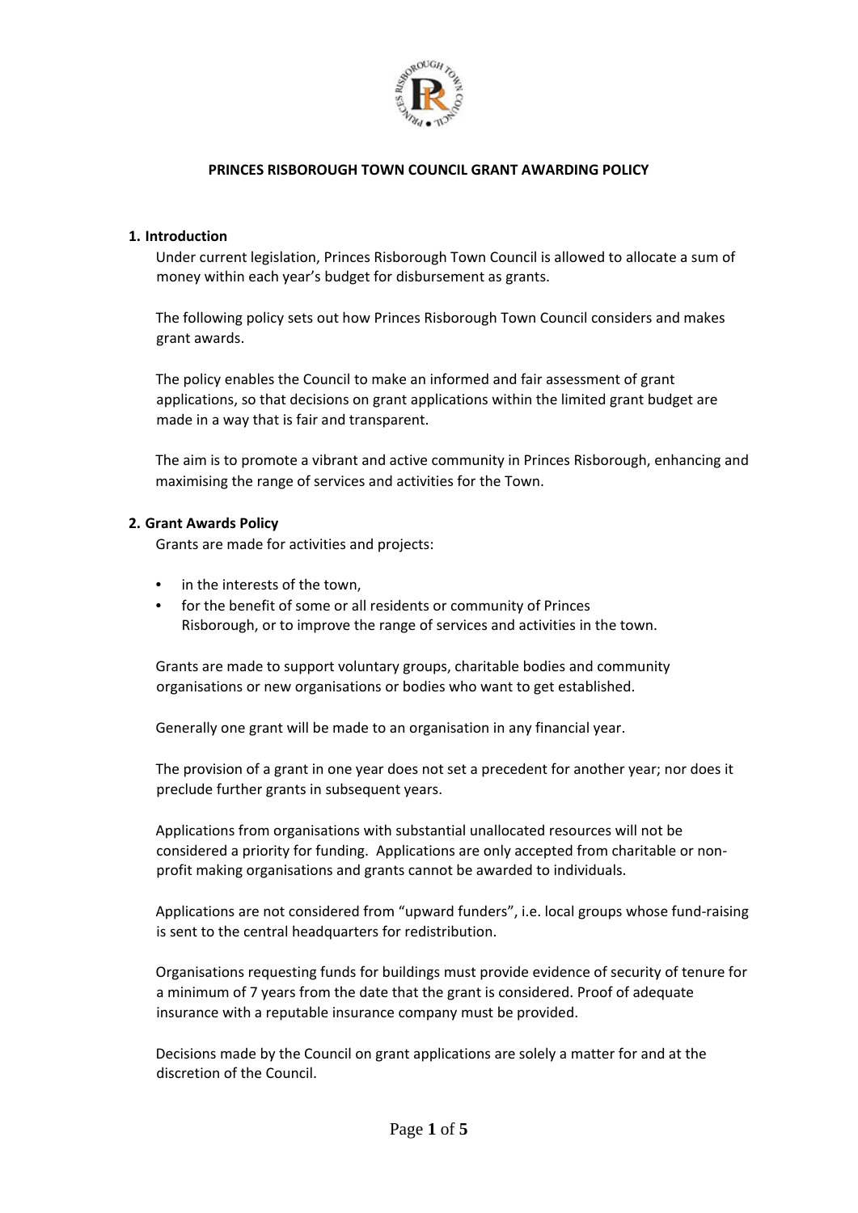# PRINCES RISBOROUGH TOWN COUNCIL GRANT AWARDING POLICY

## 1. Introduction

Under current legislation, Princes Risborough Town Council is allowed to allocate a sum of money within each year's budget for disbursement as grants.

The following policy sets out how Princes Risborough Town Council considers and makes grant awards.

The policy enables the Council to make an informed and fair assessment of grant applications, so that decisions on grant applications within the limited grant budget are made in a way that is fair and transparent.

The aim is to promote a vibrant and active community in Princes Risborough, enhancing and maximising the range of services and activities for the Town.

## 2. Grant Awards Policy

Grants are made for activities and projects:

- in the interests of the town,
- for the benefit of some or all residents or community of Princes Risborough, or to improve the range of services and activities in the town.

Grants are made to support voluntary groups, charitable bodies and community organisations or new organisations or bodies who want to get established.

Generally one grant will be made to an organisation in any financial year.

The provision of a grant in one year does not set a precedent for another year; nor does it preclude further grants in subsequent years.

Applications from organisations with substantial unallocated resources will not be considered a priority for funding. Applications are only accepted from charitable or non-profit making organisations and grants cannot be awarded to individuals.

Applications are not considered from "upward funders", i.e. local groups whose fund-raising is sent to the central headquarters for redistribution.

Organisations requesting funds for buildings must provide evidence of security of tenure for a minimum of 7 years from the date that the grant is considered. Proof of adequate insurance with a reputable insurance company must be provided.

Decisions made by the Council on grant applications are solely a matter for and at the discretion of the Council.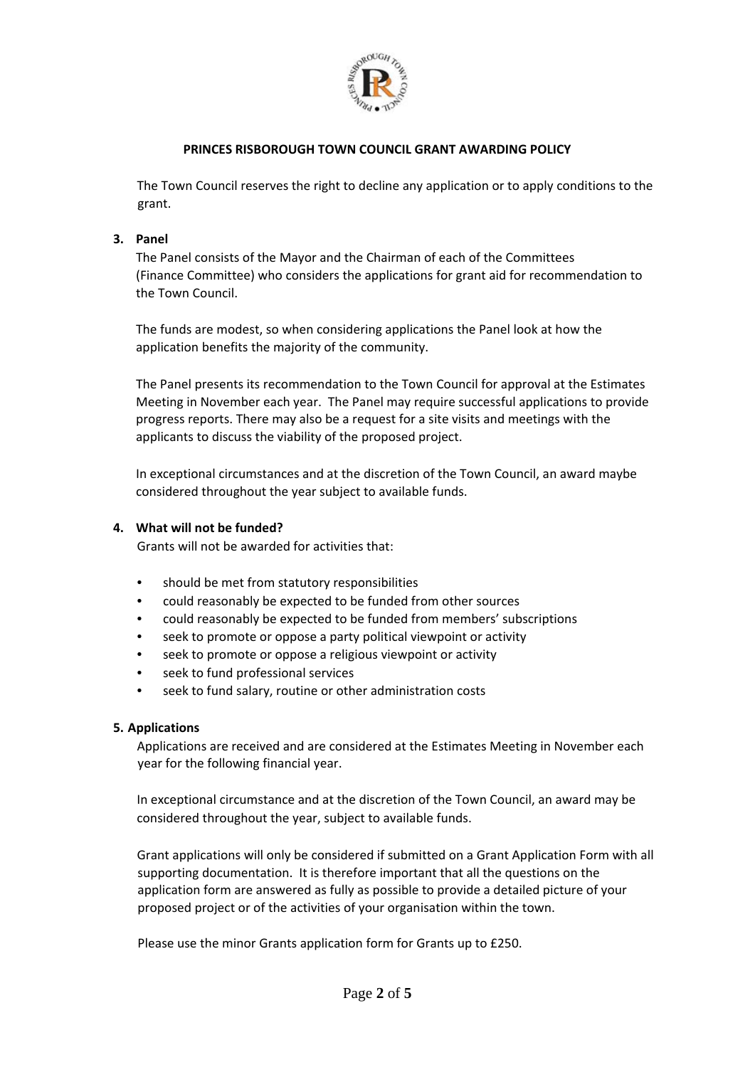## PRINCES RISBOROUGH TOWN COUNCIL GRANT AWARDING POLICY

The Town Council reserves the right to decline any application or to apply conditions to the grant.

### 3. Panel

The Panel consists of the Mayor and the Chairman of each of the Committees (Finance Committee) who considers the applications for grant aid for recommendation to the Town Council.

The funds are modest, so when considering applications the Panel look at how the application benefits the majority of the community.

The Panel presents its recommendation to the Town Council for approval at the Estimates Meeting in November each year. The Panel may require successful applications to provide progress reports. There may also be a request for a site visits and meetings with the applicants to discuss the viability of the proposed project.

In exceptional circumstances and at the discretion of the Town Council, an award maybe considered throughout the year subject to available funds.

### 4. What will not be funded?

Grants will not be awarded for activities that:

- should be met from statutory responsibilities
- could reasonably be expected to be funded from other sources
- could reasonably be expected to be funded from members' subscriptions
- seek to promote or oppose a party political viewpoint or activity
- seek to promote or oppose a religious viewpoint or activity
- seek to fund professional services
- seek to fund salary, routine or other administration costs

### 5. Applications

Applications are received and are considered at the Estimates Meeting in November each year for the following financial year.

In exceptional circumstance and at the discretion of the Town Council, an award may be considered throughout the year, subject to available funds.

Grant applications will only be considered if submitted on a Grant Application Form with all supporting documentation. It is therefore important that all the questions on the application form are answered as fully as possible to provide a detailed picture of your proposed project or of the activities of your organisation within the town.

Please use the minor Grants application form for Grants up to £250.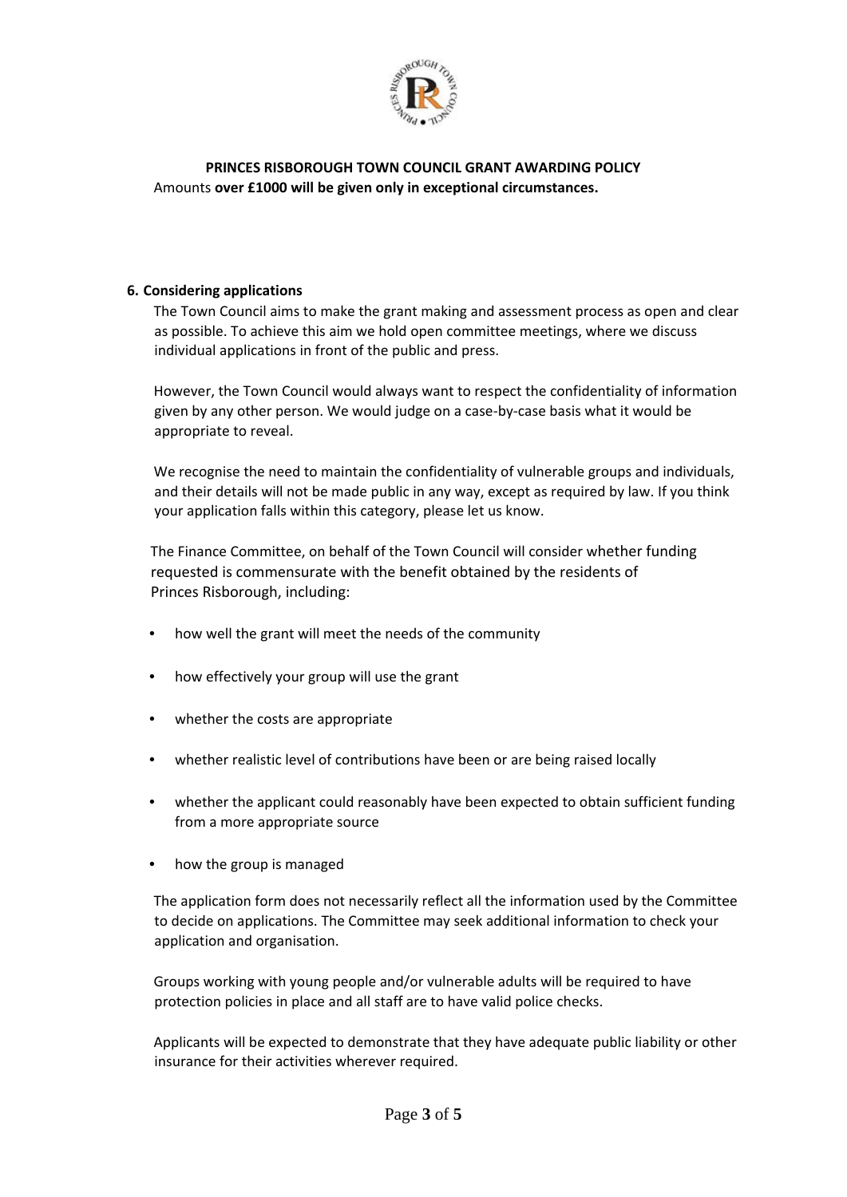**PRINCES RISBOROUGH TOWN COUNCIL GRANT AWARDING POLICY**

Amounts **over £1000 will be given only in exceptional circumstances.**

**6. Considering applications**

The Town Council aims to make the grant making and assessment process as open and clear as possible. To achieve this aim we hold open committee meetings, where we discuss individual applications in front of the public and press.

However, the Town Council would always want to respect the confidentiality of information given by any other person. We would judge on a case-by-case basis what it would be appropriate to reveal.

We recognise the need to maintain the confidentiality of vulnerable groups and individuals, and their details will not be made public in any way, except as required by law. If you think your application falls within this category, please let us know.

The Finance Committee, on behalf of the Town Council will consider whether funding requested is commensurate with the benefit obtained by the residents of Princes Risborough, including:

- how well the grant will meet the needs of the community
- how effectively your group will use the grant
- whether the costs are appropriate
- whether realistic level of contributions have been or are being raised locally
- whether the applicant could reasonably have been expected to obtain sufficient funding from a more appropriate source
- how the group is managed

The application form does not necessarily reflect all the information used by the Committee to decide on applications. The Committee may seek additional information to check your application and organisation.

Groups working with young people and/or vulnerable adults will be required to have protection policies in place and all staff are to have valid police checks.

Applicants will be expected to demonstrate that they have adequate public liability or other insurance for their activities wherever required.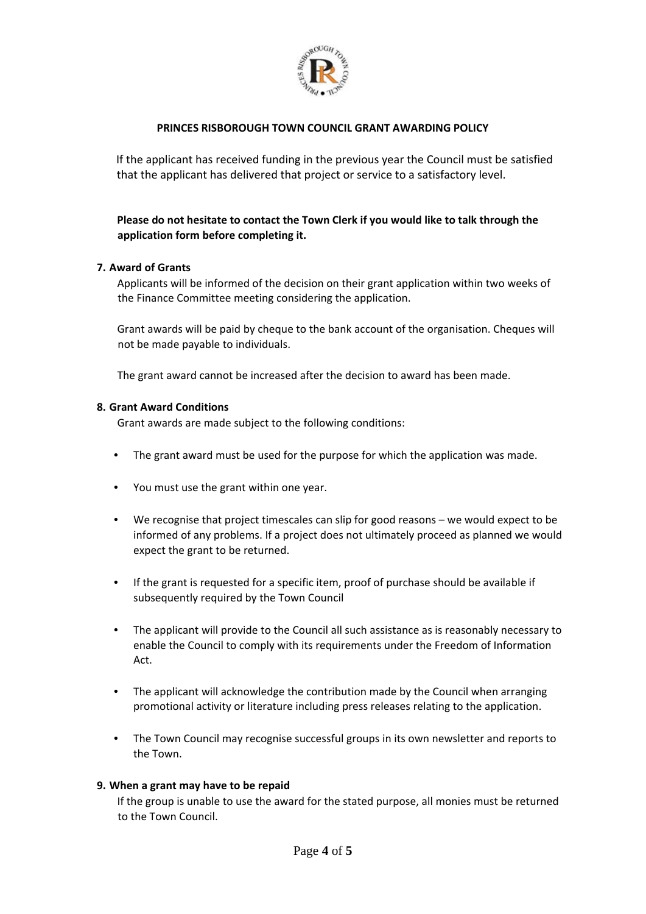If the applicant has received funding in the previous year the Council must be satisfied that the applicant has delivered that project or service to a satisfactory level.

**Please do not hesitate to contact the Town Clerk if you would like to talk through the application form before completing it.**

## 7. Award of Grants

Applicants will be informed of the decision on their grant application within two weeks of the Finance Committee meeting considering the application.

Grant awards will be paid by cheque to the bank account of the organisation. Cheques will not be made payable to individuals.

The grant award cannot be increased after the decision to award has been made.

## 8. Grant Award Conditions

Grant awards are made subject to the following conditions:

- The grant award must be used for the purpose for which the application was made.
- You must use the grant within one year.
- We recognise that project timescales can slip for good reasons – we would expect to be informed of any problems. If a project does not ultimately proceed as planned we would expect the grant to be returned.
- If the grant is requested for a specific item, proof of purchase should be available if subsequently required by the Town Council
- The applicant will provide to the Council all such assistance as is reasonably necessary to enable the Council to comply with its requirements under the Freedom of Information Act.
- The applicant will acknowledge the contribution made by the Council when arranging promotional activity or literature including press releases relating to the application.
- The Town Council may recognise successful groups in its own newsletter and reports to the Town.

## 9. When a grant may have to be repaid

If the group is unable to use the award for the stated purpose, all monies must be returned to the Town Council.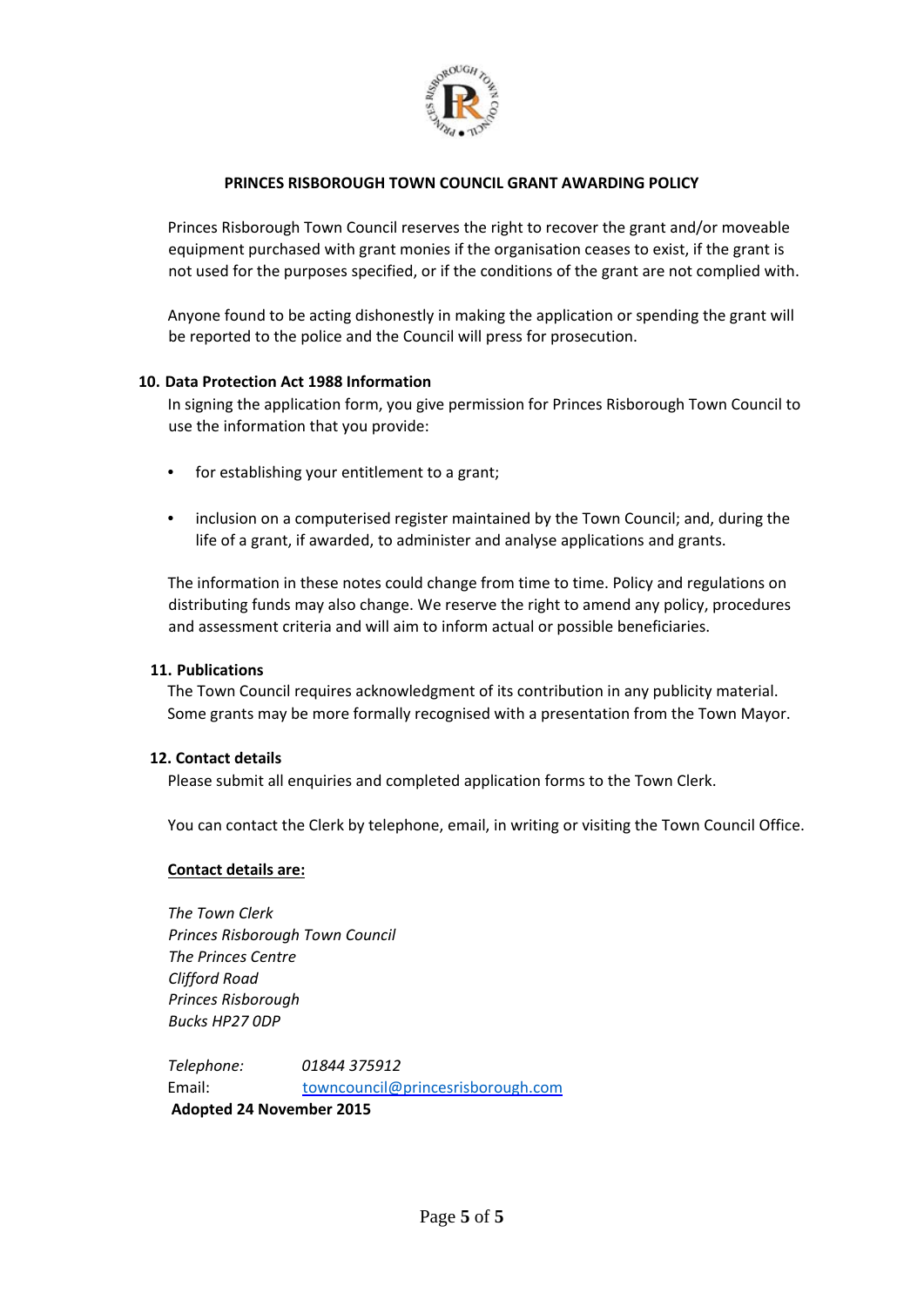**PRINCES RISBOROUGH TOWN COUNCIL GRANT AWARDING POLICY**

Princes Risborough Town Council reserves the right to recover the grant and/or moveable equipment purchased with grant monies if the organisation ceases to exist, if the grant is not used for the purposes specified, or if the conditions of the grant are not complied with.

Anyone found to be acting dishonestly in making the application or spending the grant will be reported to the police and the Council will press for prosecution.

### 10. Data Protection Act 1988 Information

In signing the application form, you give permission for Princes Risborough Town Council to use the information that you provide:

- for establishing your entitlement to a grant;
- inclusion on a computerised register maintained by the Town Council; and, during the life of a grant, if awarded, to administer and analyse applications and grants.

The information in these notes could change from time to time. Policy and regulations on distributing funds may also change. We reserve the right to amend any policy, procedures and assessment criteria and will aim to inform actual or possible beneficiaries.

### 11. Publications

The Town Council requires acknowledgment of its contribution in any publicity material. Some grants may be more formally recognised with a presentation from the Town Mayor.

### 12. Contact details

Please submit all enquiries and completed application forms to the Town Clerk.

You can contact the Clerk by telephone, email, in writing or visiting the Town Council Office.

**Contact details are:**

*The Town Clerk*
*Princes Risborough Town Council*
*The Princes Centre*
*Clifford Road*
*Princes Risborough*
*Bucks HP27 0DP*

*Telephone:* *01844 375912*
Email: towncouncil@princesrisborough.com

**Adopted 24 November 2015**